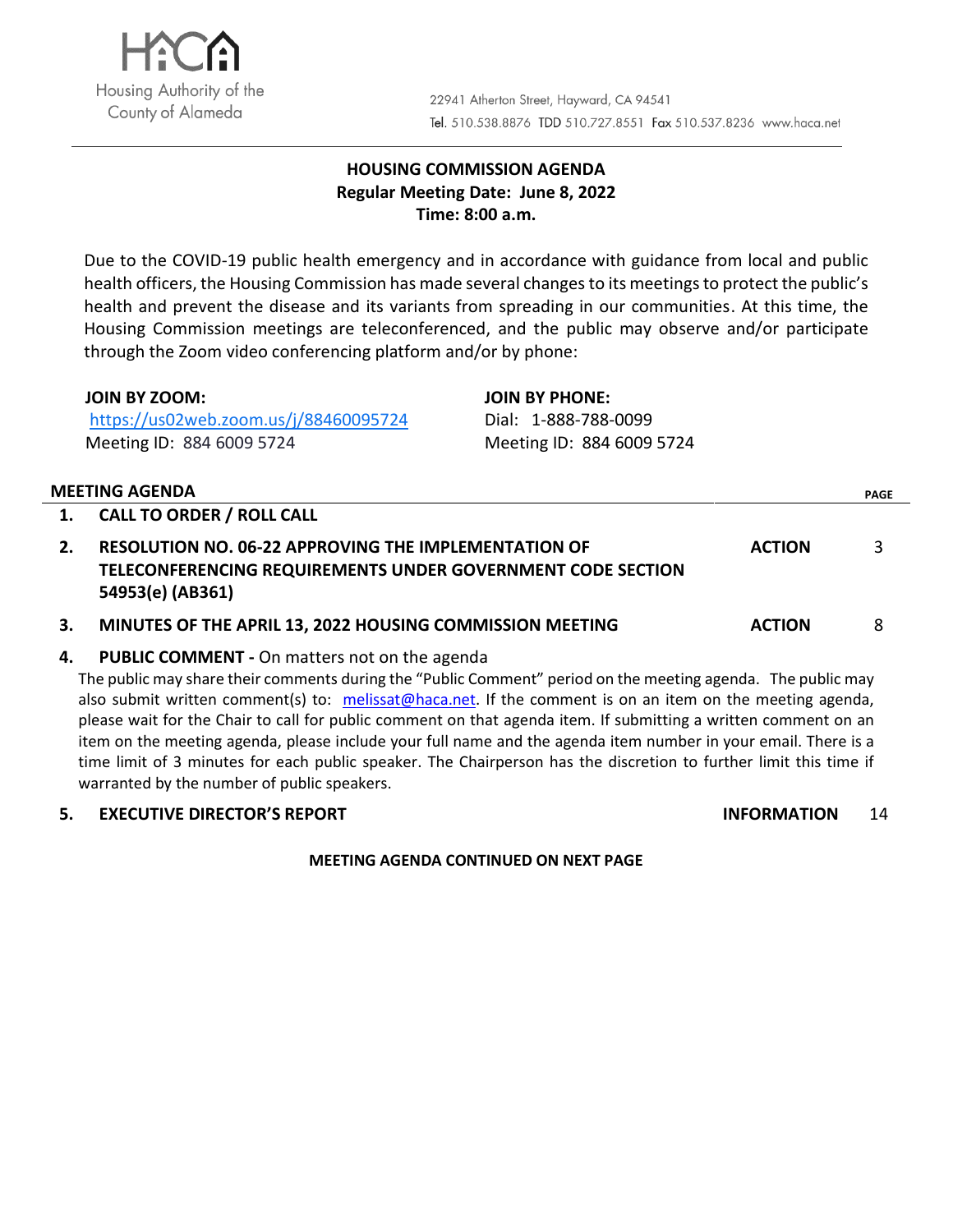Housing Authority of the County of Alameda

22941 Atherton Street, Hayward, CA 94541
Tel. 510.538.8876 TDD 510.727.8551 Fax 510.537.8236 www.haca.net

**HOUSING COMMISSION AGENDA**
**Regular Meeting Date: June 8, 2022**
**Time: 8:00 a.m.**

Due to the COVID-19 public health emergency and in accordance with guidance from local and public health officers, the Housing Commission has made several changes to its meetings to protect the public's health and prevent the disease and its variants from spreading in our communities. At this time, the Housing Commission meetings are teleconferenced, and the public may observe and/or participate through the Zoom video conferencing platform and/or by phone:

**JOIN BY ZOOM:**
https://us02web.zoom.us/j/88460095724
Meeting ID: 884 6009 5724

**JOIN BY PHONE:**
Dial: 1-888-788-0099
Meeting ID: 884 6009 5724

| **MEETING AGENDA** | | | **PAGE** |
|---|---|---|---|
| **1.** | **CALL TO ORDER / ROLL CALL** | | |
| **2.** | **RESOLUTION NO. 06-22 APPROVING THE IMPLEMENTATION OF TELECONFERENCING REQUIREMENTS UNDER GOVERNMENT CODE SECTION 54953(e) (AB361)** | **ACTION** | 3 |
| **3.** | **MINUTES OF THE APRIL 13, 2022 HOUSING COMMISSION MEETING** | **ACTION** | 8 |
| **4.** | **PUBLIC COMMENT -** On matters not on the agenda | | |
| **5.** | **EXECUTIVE DIRECTOR'S REPORT** | **INFORMATION** | 14 |

Item 4 (Public Comment): The public may share their comments during the "Public Comment" period on the meeting agenda. The public may also submit written comment(s) to: melissat@haca.net. If the comment is on an item on the meeting agenda, please wait for the Chair to call for public comment on that agenda item. If submitting a written comment on an item on the meeting agenda, please include your full name and the agenda item number in your email. There is a time limit of 3 minutes for each public speaker. The Chairperson has the discretion to further limit this time if warranted by the number of public speakers.

**MEETING AGENDA CONTINUED ON NEXT PAGE**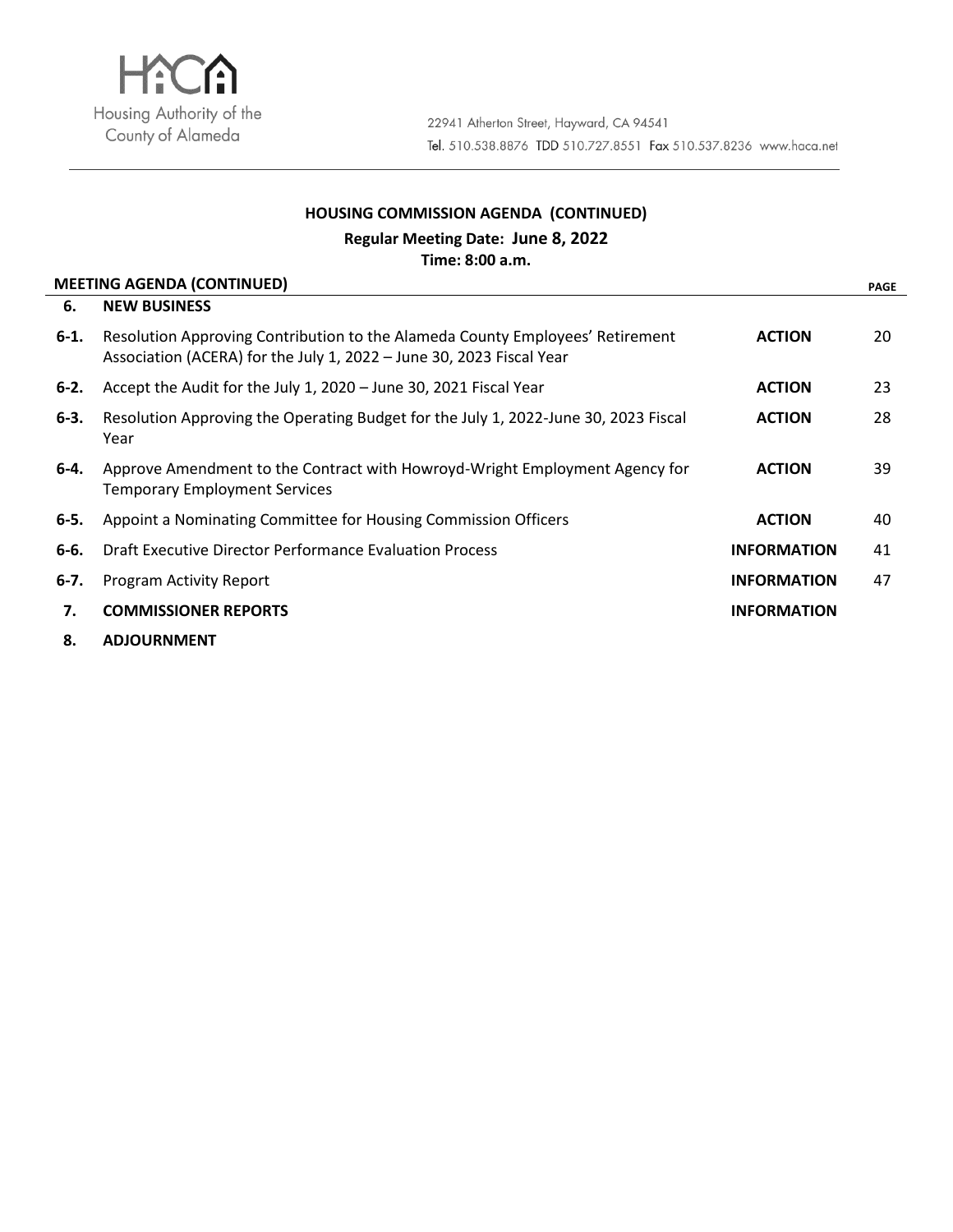Housing Authority of the County of Alameda

22941 Atherton Street, Hayward, CA 94541
Tel. 510.538.8876 TDD 510.727.8551 Fax 510.537.8236 www.haca.net

## HOUSING COMMISSION AGENDA (CONTINUED)

**Regular Meeting Date: June 8, 2022**

**Time: 8:00 a.m.**

| MEETING AGENDA (CONTINUED) | | | PAGE |
|---|---|---|---|
| **6.** | **NEW BUSINESS** | | |
| **6-1.** | Resolution Approving Contribution to the Alameda County Employees' Retirement Association (ACERA) for the July 1, 2022 – June 30, 2023 Fiscal Year | **ACTION** | 20 |
| **6-2.** | Accept the Audit for the July 1, 2020 – June 30, 2021 Fiscal Year | **ACTION** | 23 |
| **6-3.** | Resolution Approving the Operating Budget for the July 1, 2022-June 30, 2023 Fiscal Year | **ACTION** | 28 |
| **6-4.** | Approve Amendment to the Contract with Howroyd-Wright Employment Agency for Temporary Employment Services | **ACTION** | 39 |
| **6-5.** | Appoint a Nominating Committee for Housing Commission Officers | **ACTION** | 40 |
| **6-6.** | Draft Executive Director Performance Evaluation Process | **INFORMATION** | 41 |
| **6-7.** | Program Activity Report | **INFORMATION** | 47 |
| **7.** | **COMMISSIONER REPORTS** | **INFORMATION** | |
| **8.** | **ADJOURNMENT** | | |